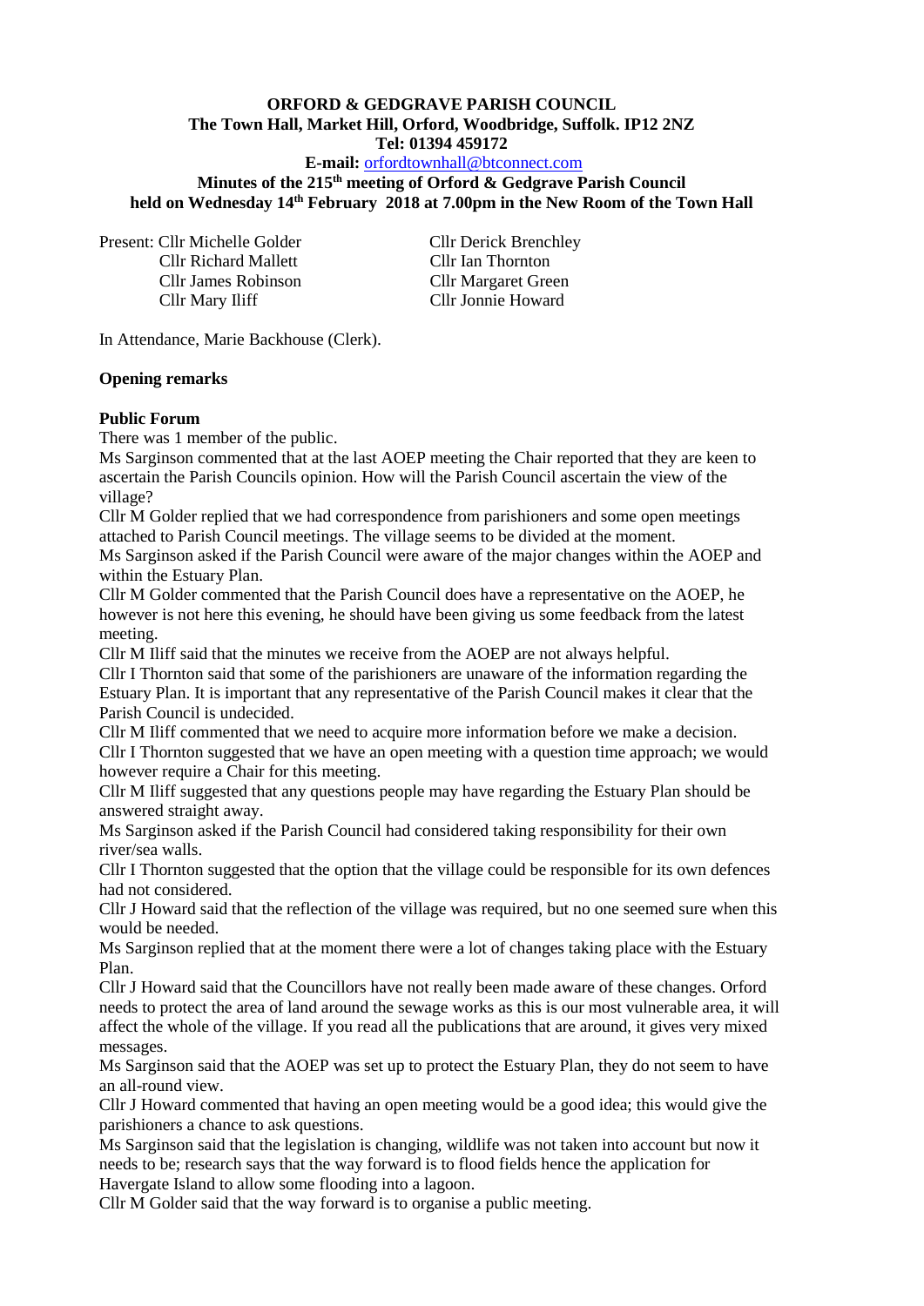**ORFORD & GEDGRAVE PARISH COUNCIL**
**The Town Hall, Market Hill, Orford, Woodbridge, Suffolk. IP12 2NZ**
**Tel: 01394 459172**
**E-mail:** orfordtownhall@btconnect.com
**Minutes of the 215th meeting of Orford & Gedgrave Parish Council held on Wednesday 14th February 2018 at 7.00pm in the New Room of the Town Hall**

Present: Cllr Michelle Golder
Cllr Richard Mallett
Cllr James Robinson
Cllr Mary Iliff
Cllr Derick Brenchley
Cllr Ian Thornton
Cllr Margaret Green
Cllr Jonnie Howard

In Attendance, Marie Backhouse (Clerk).

**Opening remarks**

**Public Forum**

There was 1 member of the public.

Ms Sarginson commented that at the last AOEP meeting the Chair reported that they are keen to ascertain the Parish Councils opinion. How will the Parish Council ascertain the view of the village?

Cllr M Golder replied that we had correspondence from parishioners and some open meetings attached to Parish Council meetings. The village seems to be divided at the moment.

Ms Sarginson asked if the Parish Council were aware of the major changes within the AOEP and within the Estuary Plan.

Cllr M Golder commented that the Parish Council does have a representative on the AOEP, he however is not here this evening, he should have been giving us some feedback from the latest meeting.

Cllr M Iliff said that the minutes we receive from the AOEP are not always helpful.

Cllr I Thornton said that some of the parishioners are unaware of the information regarding the Estuary Plan. It is important that any representative of the Parish Council makes it clear that the Parish Council is undecided.

Cllr M Iliff commented that we need to acquire more information before we make a decision.

Cllr I Thornton suggested that we have an open meeting with a question time approach; we would however require a Chair for this meeting.

Cllr M Iliff suggested that any questions people may have regarding the Estuary Plan should be answered straight away.

Ms Sarginson asked if the Parish Council had considered taking responsibility for their own river/sea walls.

Cllr I Thornton suggested that the option that the village could be responsible for its own defences had not considered.

Cllr J Howard said that the reflection of the village was required, but no one seemed sure when this would be needed.

Ms Sarginson replied that at the moment there were a lot of changes taking place with the Estuary Plan.

Cllr J Howard said that the Councillors have not really been made aware of these changes. Orford needs to protect the area of land around the sewage works as this is our most vulnerable area, it will affect the whole of the village. If you read all the publications that are around, it gives very mixed messages.

Ms Sarginson said that the AOEP was set up to protect the Estuary Plan, they do not seem to have an all-round view.

Cllr J Howard commented that having an open meeting would be a good idea; this would give the parishioners a chance to ask questions.

Ms Sarginson said that the legislation is changing, wildlife was not taken into account but now it needs to be; research says that the way forward is to flood fields hence the application for Havergate Island to allow some flooding into a lagoon.

Cllr M Golder said that the way forward is to organise a public meeting.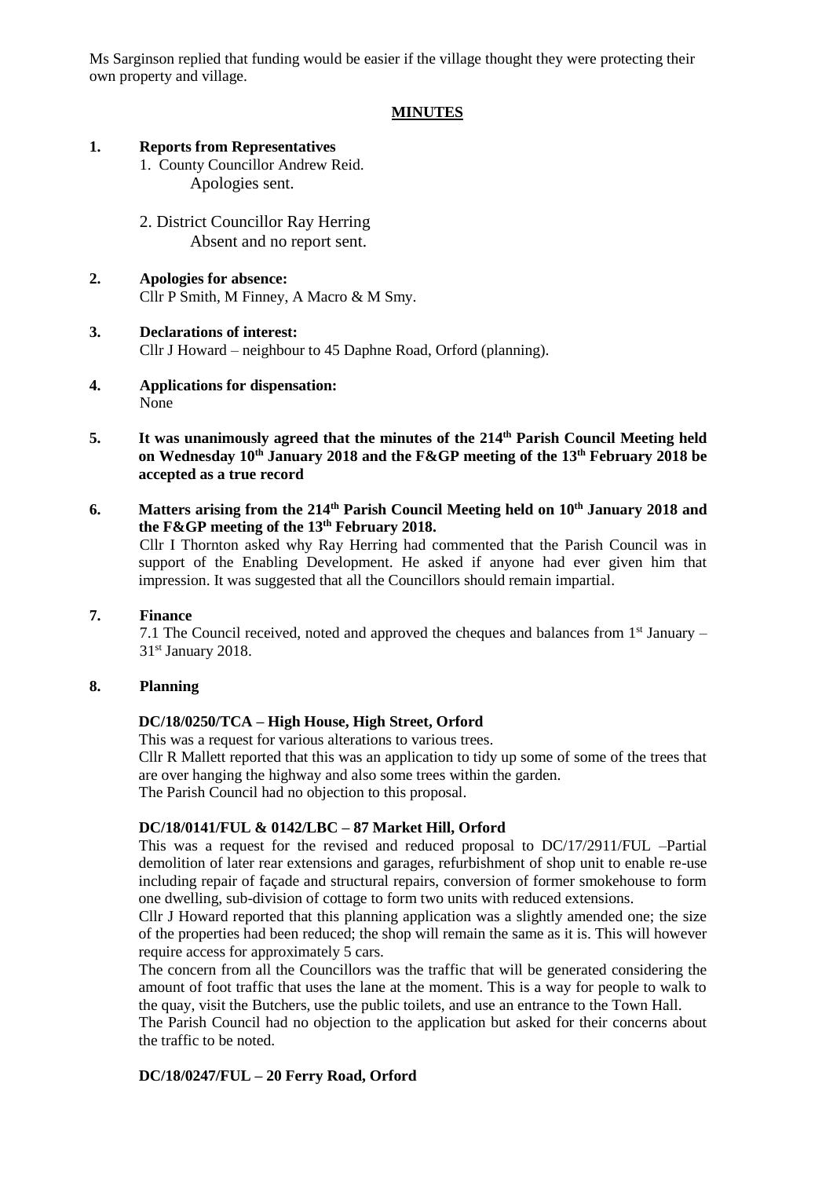Ms Sarginson replied that funding would be easier if the village thought they were protecting their own property and village.

## MINUTES

**1. Reports from Representatives**

1. County Councillor Andrew Reid.
   Apologies sent.

2. District Councillor Ray Herring
   Absent and no report sent.

**2. Apologies for absence:**
Cllr P Smith, M Finney, A Macro & M Smy.

**3. Declarations of interest:**
Cllr J Howard – neighbour to 45 Daphne Road, Orford (planning).

**4. Applications for dispensation:**
None

**5. It was unanimously agreed that the minutes of the 214th Parish Council Meeting held on Wednesday 10th January 2018 and the F&GP meeting of the 13th February 2018 be accepted as a true record**

**6. Matters arising from the 214th Parish Council Meeting held on 10th January 2018 and the F&GP meeting of the 13th February 2018.**

Cllr I Thornton asked why Ray Herring had commented that the Parish Council was in support of the Enabling Development. He asked if anyone had ever given him that impression. It was suggested that all the Councillors should remain impartial.

**7. Finance**

7.1 The Council received, noted and approved the cheques and balances from 1st January – 31st January 2018.

**8. Planning**

**DC/18/0250/TCA – High House, High Street, Orford**

This was a request for various alterations to various trees.
Cllr R Mallett reported that this was an application to tidy up some of some of the trees that are over hanging the highway and also some trees within the garden.
The Parish Council had no objection to this proposal.

**DC/18/0141/FUL & 0142/LBC – 87 Market Hill, Orford**

This was a request for the revised and reduced proposal to DC/17/2911/FUL –Partial demolition of later rear extensions and garages, refurbishment of shop unit to enable re-use including repair of façade and structural repairs, conversion of former smokehouse to form one dwelling, sub-division of cottage to form two units with reduced extensions.
Cllr J Howard reported that this planning application was a slightly amended one; the size of the properties had been reduced; the shop will remain the same as it is. This will however require access for approximately 5 cars.
The concern from all the Councillors was the traffic that will be generated considering the amount of foot traffic that uses the lane at the moment. This is a way for people to walk to the quay, visit the Butchers, use the public toilets, and use an entrance to the Town Hall.
The Parish Council had no objection to the application but asked for their concerns about the traffic to be noted.

**DC/18/0247/FUL – 20 Ferry Road, Orford**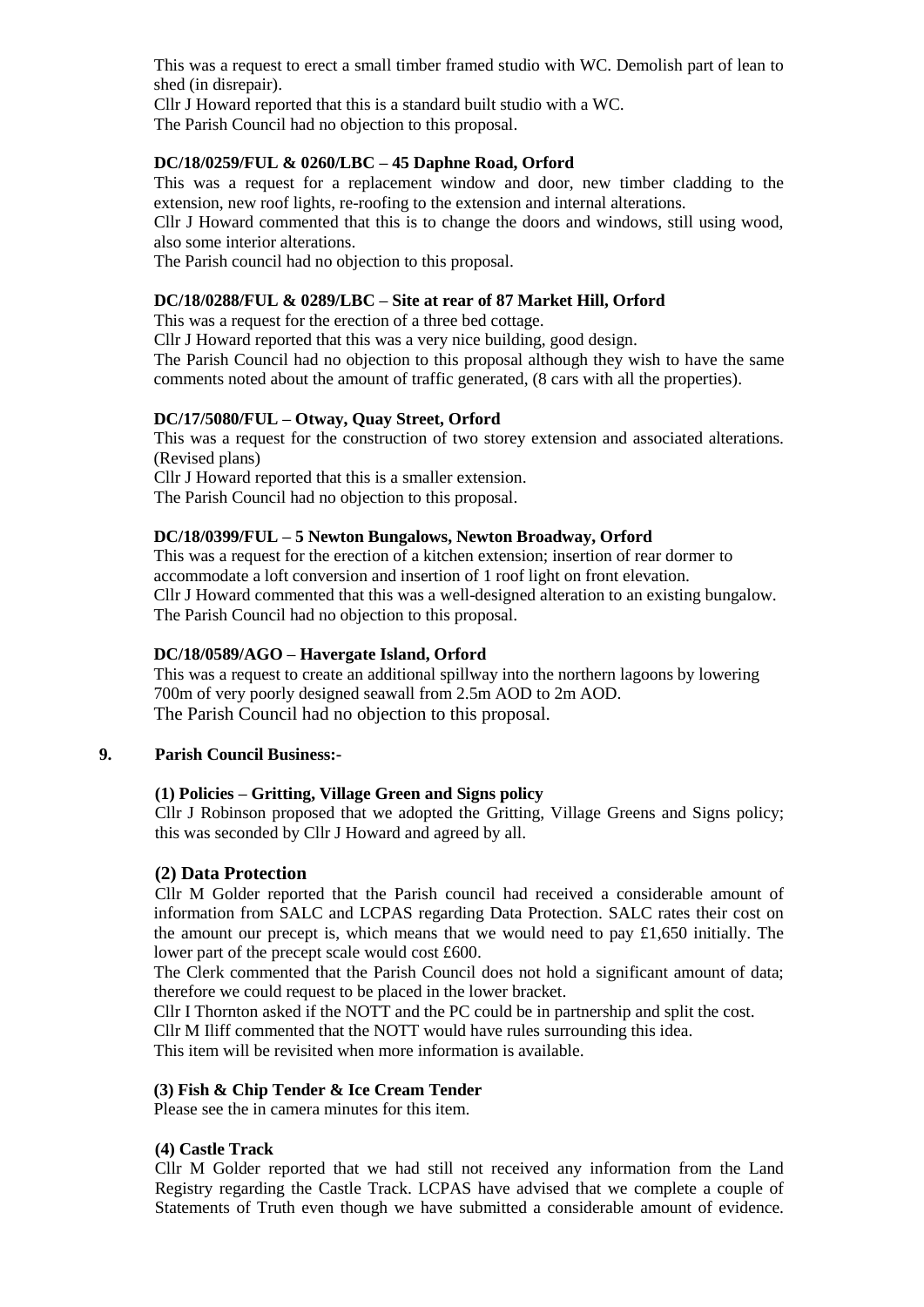This was a request to erect a small timber framed studio with WC. Demolish part of lean to shed (in disrepair).

Cllr J Howard reported that this is a standard built studio with a WC.

The Parish Council had no objection to this proposal.

**DC/18/0259/FUL & 0260/LBC – 45 Daphne Road, Orford**

This was a request for a replacement window and door, new timber cladding to the extension, new roof lights, re-roofing to the extension and internal alterations.

Cllr J Howard commented that this is to change the doors and windows, still using wood, also some interior alterations.

The Parish council had no objection to this proposal.

**DC/18/0288/FUL & 0289/LBC – Site at rear of 87 Market Hill, Orford**

This was a request for the erection of a three bed cottage.

Cllr J Howard reported that this was a very nice building, good design.

The Parish Council had no objection to this proposal although they wish to have the same comments noted about the amount of traffic generated, (8 cars with all the properties).

**DC/17/5080/FUL – Otway, Quay Street, Orford**

This was a request for the construction of two storey extension and associated alterations. (Revised plans)

Cllr J Howard reported that this is a smaller extension.

The Parish Council had no objection to this proposal.

**DC/18/0399/FUL – 5 Newton Bungalows, Newton Broadway, Orford**

This was a request for the erection of a kitchen extension; insertion of rear dormer to accommodate a loft conversion and insertion of 1 roof light on front elevation.

Cllr J Howard commented that this was a well-designed alteration to an existing bungalow.

The Parish Council had no objection to this proposal.

**DC/18/0589/AGO – Havergate Island, Orford**

This was a request to create an additional spillway into the northern lagoons by lowering 700m of very poorly designed seawall from 2.5m AOD to 2m AOD.

The Parish Council had no objection to this proposal.

**9. Parish Council Business:-**

**(1) Policies – Gritting, Village Green and Signs policy**

Cllr J Robinson proposed that we adopted the Gritting, Village Greens and Signs policy; this was seconded by Cllr J Howard and agreed by all.

**(2) Data Protection**

Cllr M Golder reported that the Parish council had received a considerable amount of information from SALC and LCPAS regarding Data Protection. SALC rates their cost on the amount our precept is, which means that we would need to pay £1,650 initially. The lower part of the precept scale would cost £600.

The Clerk commented that the Parish Council does not hold a significant amount of data; therefore we could request to be placed in the lower bracket.

Cllr I Thornton asked if the NOTT and the PC could be in partnership and split the cost.

Cllr M Iliff commented that the NOTT would have rules surrounding this idea.

This item will be revisited when more information is available.

**(3) Fish & Chip Tender & Ice Cream Tender**

Please see the in camera minutes for this item.

**(4) Castle Track**

Cllr M Golder reported that we had still not received any information from the Land Registry regarding the Castle Track. LCPAS have advised that we complete a couple of Statements of Truth even though we have submitted a considerable amount of evidence.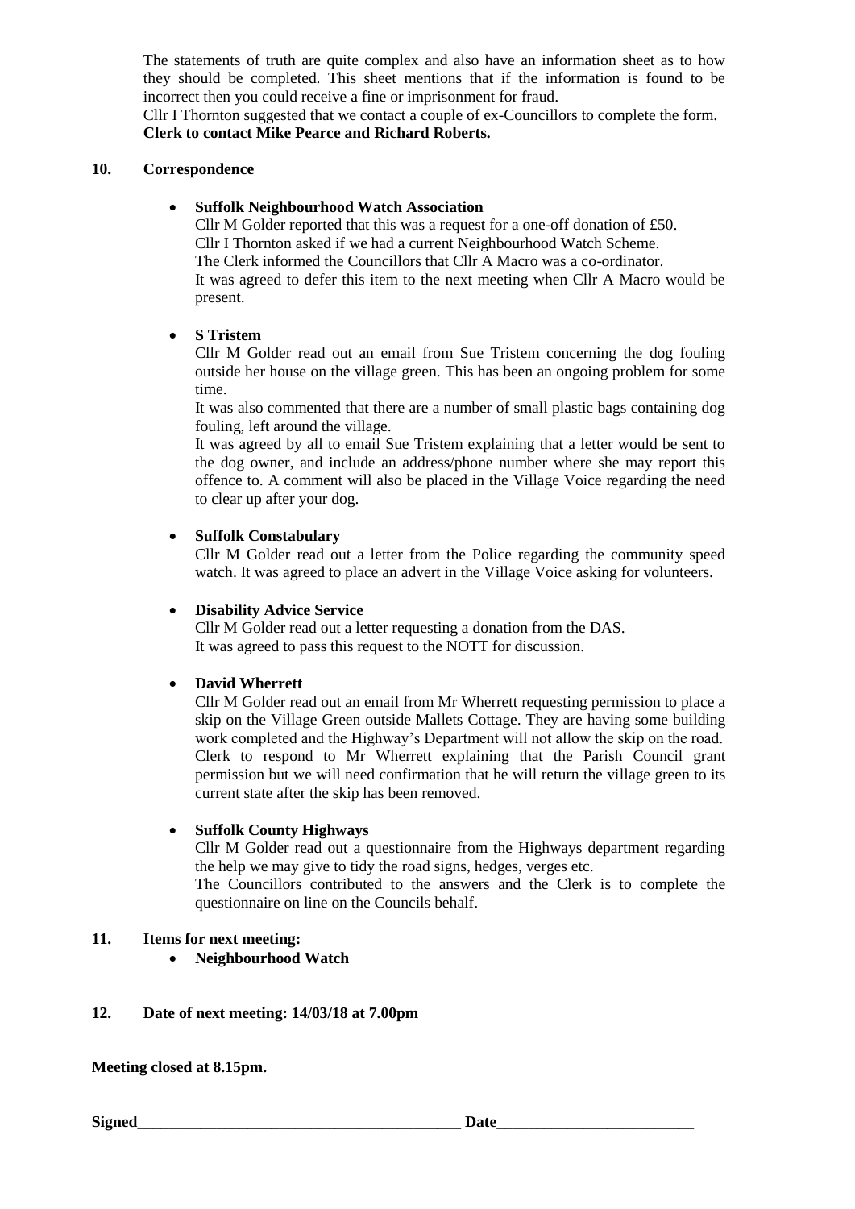The statements of truth are quite complex and also have an information sheet as to how they should be completed. This sheet mentions that if the information is found to be incorrect then you could receive a fine or imprisonment for fraud.

Cllr I Thornton suggested that we contact a couple of ex-Councillors to complete the form.

**Clerk to contact Mike Pearce and Richard Roberts.**

**10. Correspondence**

- **Suffolk Neighbourhood Watch Association**

  Cllr M Golder reported that this was a request for a one-off donation of £50.
  Cllr I Thornton asked if we had a current Neighbourhood Watch Scheme.
  The Clerk informed the Councillors that Cllr A Macro was a co-ordinator.
  It was agreed to defer this item to the next meeting when Cllr A Macro would be present.

- **S Tristem**

  Cllr M Golder read out an email from Sue Tristem concerning the dog fouling outside her house on the village green. This has been an ongoing problem for some time.
  It was also commented that there are a number of small plastic bags containing dog fouling, left around the village.
  It was agreed by all to email Sue Tristem explaining that a letter would be sent to the dog owner, and include an address/phone number where she may report this offence to. A comment will also be placed in the Village Voice regarding the need to clear up after your dog.

- **Suffolk Constabulary**

  Cllr M Golder read out a letter from the Police regarding the community speed watch. It was agreed to place an advert in the Village Voice asking for volunteers.

- **Disability Advice Service**

  Cllr M Golder read out a letter requesting a donation from the DAS.
  It was agreed to pass this request to the NOTT for discussion.

- **David Wherrett**

  Cllr M Golder read out an email from Mr Wherrett requesting permission to place a skip on the Village Green outside Mallets Cottage. They are having some building work completed and the Highway's Department will not allow the skip on the road.
  Clerk to respond to Mr Wherrett explaining that the Parish Council grant permission but we will need confirmation that he will return the village green to its current state after the skip has been removed.

- **Suffolk County Highways**

  Cllr M Golder read out a questionnaire from the Highways department regarding the help we may give to tidy the road signs, hedges, verges etc.
  The Councillors contributed to the answers and the Clerk is to complete the questionnaire on line on the Councils behalf.

**11. Items for next meeting:**

- **Neighbourhood Watch**

**12. Date of next meeting: 14/03/18 at 7.00pm**

**Meeting closed at 8.15pm.**

**Signed**_________________________________________ **Date**_________________________